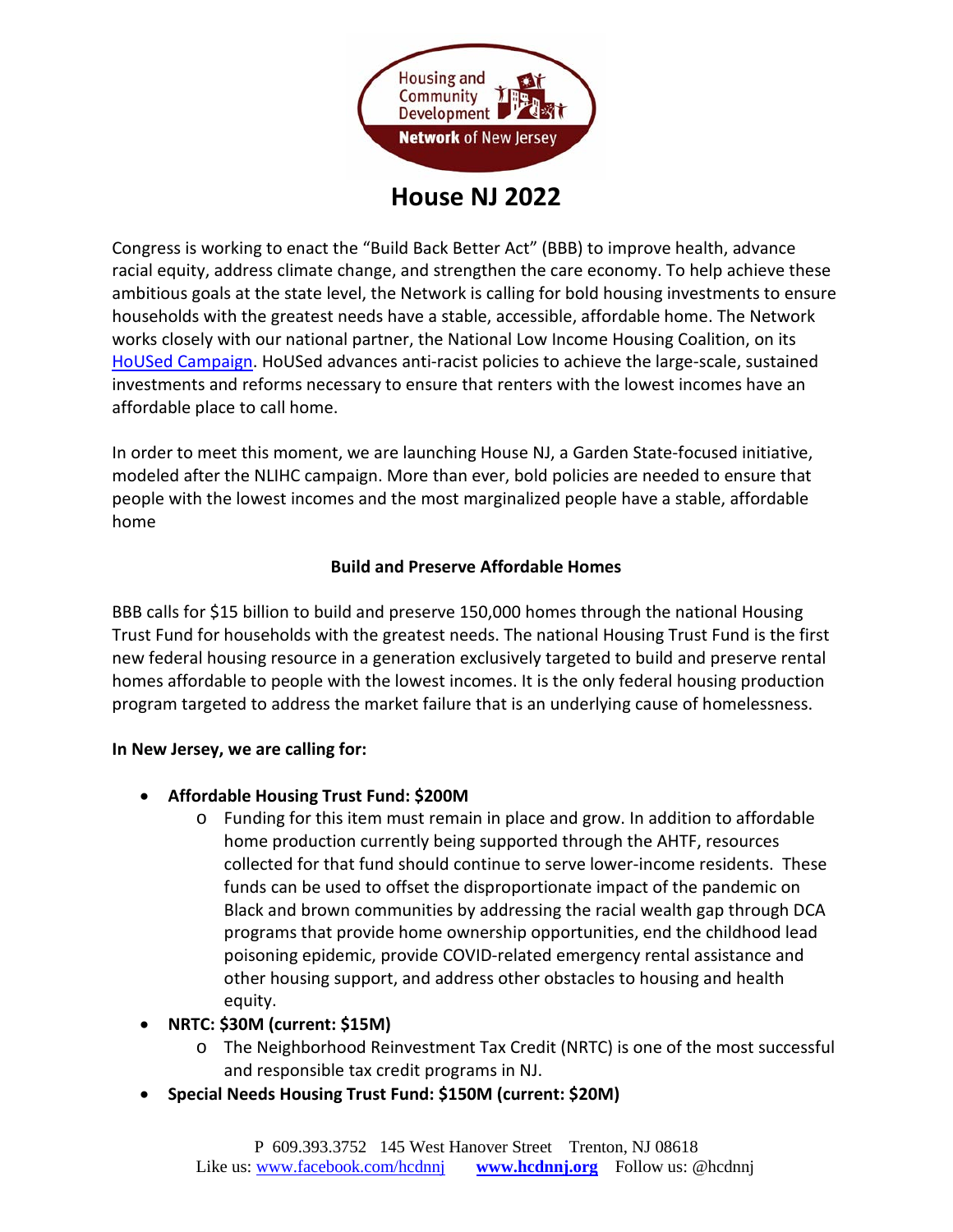# House NJ 2022

Congress is working to enact the "Build Back Better Act" (BBB) to improve health, advance racial equity, address climate change, and strengthen the care economy. To help achieve these ambitious goals at the state level, the Network is calling for bold housing investments to ensure households with the greatest needs have a stable, accessible, affordable home. The Network works closely with our national partner, the National Low Income Housing Coalition, on its [HoUSed Campaign](). HoUSed advances anti-racist policies to achieve the large-scale, sustained investments and reforms necessary to ensure that renters with the lowest incomes have an affordable place to call home.

In order to meet this moment, we are launching House NJ, a Garden State-focused initiative, modeled after the NLIHC campaign. More than ever, bold policies are needed to ensure that people with the lowest incomes and the most marginalized people have a stable, affordable home

## Build and Preserve Affordable Homes

BBB calls for $15 billion to build and preserve 150,000 homes through the national Housing Trust Fund for households with the greatest needs. The national Housing Trust Fund is the first new federal housing resource in a generation exclusively targeted to build and preserve rental homes affordable to people with the lowest incomes. It is the only federal housing production program targeted to address the market failure that is an underlying cause of homelessness.

**In New Jersey, we are calling for:**

- **Affordable Housing Trust Fund: $200M**
  - Funding for this item must remain in place and grow. In addition to affordable home production currently being supported through the AHTF, resources collected for that fund should continue to serve lower-income residents. These funds can be used to offset the disproportionate impact of the pandemic on Black and brown communities by addressing the racial wealth gap through DCA programs that provide home ownership opportunities, end the childhood lead poisoning epidemic, provide COVID-related emergency rental assistance and other housing support, and address other obstacles to housing and health equity.
- **NRTC: $30M (current: $15M)**
  - The Neighborhood Reinvestment Tax Credit (NRTC) is one of the most successful and responsible tax credit programs in NJ.
- **Special Needs Housing Trust Fund: $150M (current: $20M)**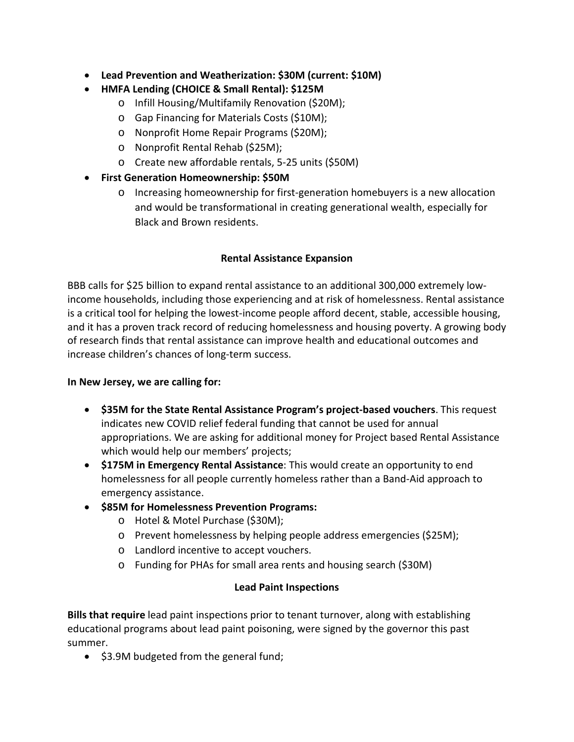- **Lead Prevention and Weatherization: $30M (current: $10M)**
- **HMFA Lending (CHOICE & Small Rental): $125M**
    - Infill Housing/Multifamily Renovation ($20M);
    - Gap Financing for Materials Costs ($10M);
    - Nonprofit Home Repair Programs ($20M);
    - Nonprofit Rental Rehab ($25M);
    - Create new affordable rentals, 5-25 units ($50M)
- **First Generation Homeownership: $50M**
    - Increasing homeownership for first-generation homebuyers is a new allocation and would be transformational in creating generational wealth, especially for Black and Brown residents.

**Rental Assistance Expansion**

BBB calls for $25 billion to expand rental assistance to an additional 300,000 extremely low-income households, including those experiencing and at risk of homelessness. Rental assistance is a critical tool for helping the lowest-income people afford decent, stable, accessible housing, and it has a proven track record of reducing homelessness and housing poverty. A growing body of research finds that rental assistance can improve health and educational outcomes and increase children's chances of long-term success.

**In New Jersey, we are calling for:**

- **$35M for the State Rental Assistance Program's project-based vouchers**. This request indicates new COVID relief federal funding that cannot be used for annual appropriations. We are asking for additional money for Project based Rental Assistance which would help our members' projects;
- **$175M in Emergency Rental Assistance**: This would create an opportunity to end homelessness for all people currently homeless rather than a Band-Aid approach to emergency assistance.
- **$85M for Homelessness Prevention Programs:**
    - Hotel & Motel Purchase ($30M);
    - Prevent homelessness by helping people address emergencies ($25M);
    - Landlord incentive to accept vouchers.
    - Funding for PHAs for small area rents and housing search ($30M)

**Lead Paint Inspections**

**Bills that require** lead paint inspections prior to tenant turnover, along with establishing educational programs about lead paint poisoning, were signed by the governor this past summer.

- $3.9M budgeted from the general fund;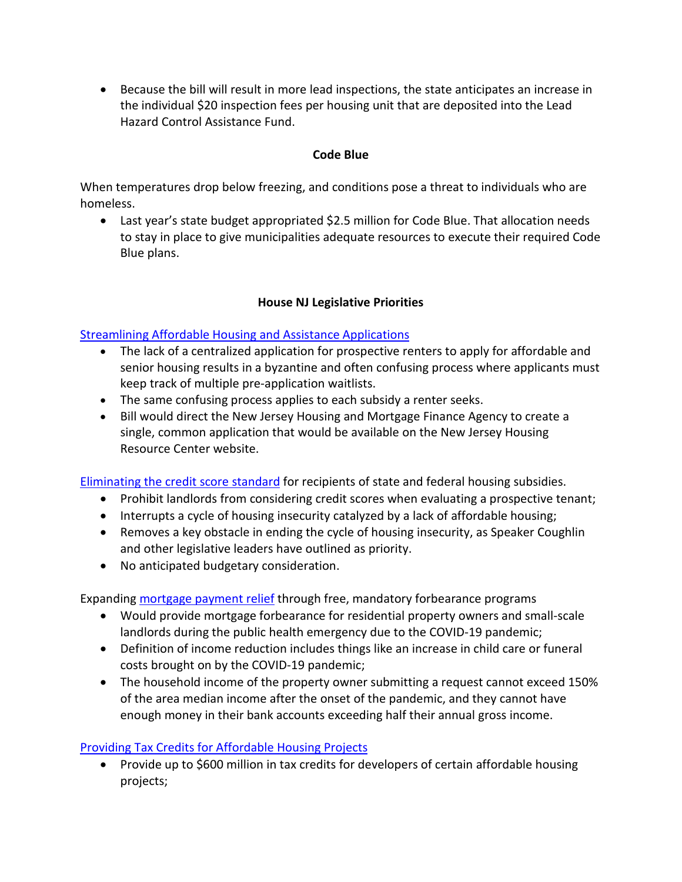- Because the bill will result in more lead inspections, the state anticipates an increase in the individual $20 inspection fees per housing unit that are deposited into the Lead Hazard Control Assistance Fund.

### Code Blue

When temperatures drop below freezing, and conditions pose a threat to individuals who are homeless.

- Last year's state budget appropriated $2.5 million for Code Blue. That allocation needs to stay in place to give municipalities adequate resources to execute their required Code Blue plans.

### House NJ Legislative Priorities

Streamlining Affordable Housing and Assistance Applications

- The lack of a centralized application for prospective renters to apply for affordable and senior housing results in a byzantine and often confusing process where applicants must keep track of multiple pre-application waitlists.
- The same confusing process applies to each subsidy a renter seeks.
- Bill would direct the New Jersey Housing and Mortgage Finance Agency to create a single, common application that would be available on the New Jersey Housing Resource Center website.

Eliminating the credit score standard for recipients of state and federal housing subsidies.

- Prohibit landlords from considering credit scores when evaluating a prospective tenant;
- Interrupts a cycle of housing insecurity catalyzed by a lack of affordable housing;
- Removes a key obstacle in ending the cycle of housing insecurity, as Speaker Coughlin and other legislative leaders have outlined as priority.
- No anticipated budgetary consideration.

Expanding mortgage payment relief through free, mandatory forbearance programs

- Would provide mortgage forbearance for residential property owners and small-scale landlords during the public health emergency due to the COVID-19 pandemic;
- Definition of income reduction includes things like an increase in child care or funeral costs brought on by the COVID-19 pandemic;
- The household income of the property owner submitting a request cannot exceed 150% of the area median income after the onset of the pandemic, and they cannot have enough money in their bank accounts exceeding half their annual gross income.

Providing Tax Credits for Affordable Housing Projects

- Provide up to $600 million in tax credits for developers of certain affordable housing projects;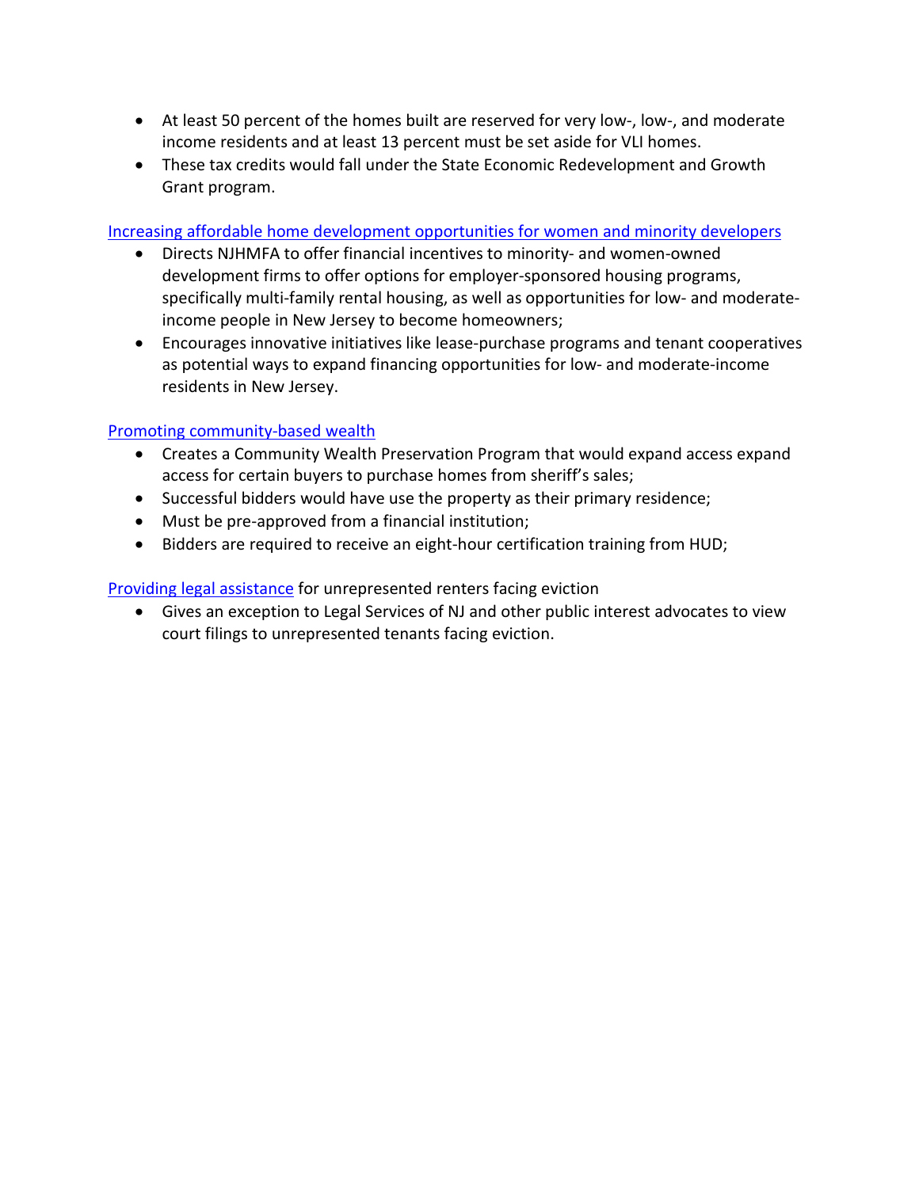- At least 50 percent of the homes built are reserved for very low-, low-, and moderate income residents and at least 13 percent must be set aside for VLI homes.
- These tax credits would fall under the State Economic Redevelopment and Growth Grant program.

Increasing affordable home development opportunities for women and minority developers

- Directs NJHMFA to offer financial incentives to minority- and women-owned development firms to offer options for employer-sponsored housing programs, specifically multi-family rental housing, as well as opportunities for low- and moderate-income people in New Jersey to become homeowners;
- Encourages innovative initiatives like lease-purchase programs and tenant cooperatives as potential ways to expand financing opportunities for low- and moderate-income residents in New Jersey.

Promoting community-based wealth

- Creates a Community Wealth Preservation Program that would expand access expand access for certain buyers to purchase homes from sheriff's sales;
- Successful bidders would have use the property as their primary residence;
- Must be pre-approved from a financial institution;
- Bidders are required to receive an eight-hour certification training from HUD;

Providing legal assistance for unrepresented renters facing eviction

- Gives an exception to Legal Services of NJ and other public interest advocates to view court filings to unrepresented tenants facing eviction.